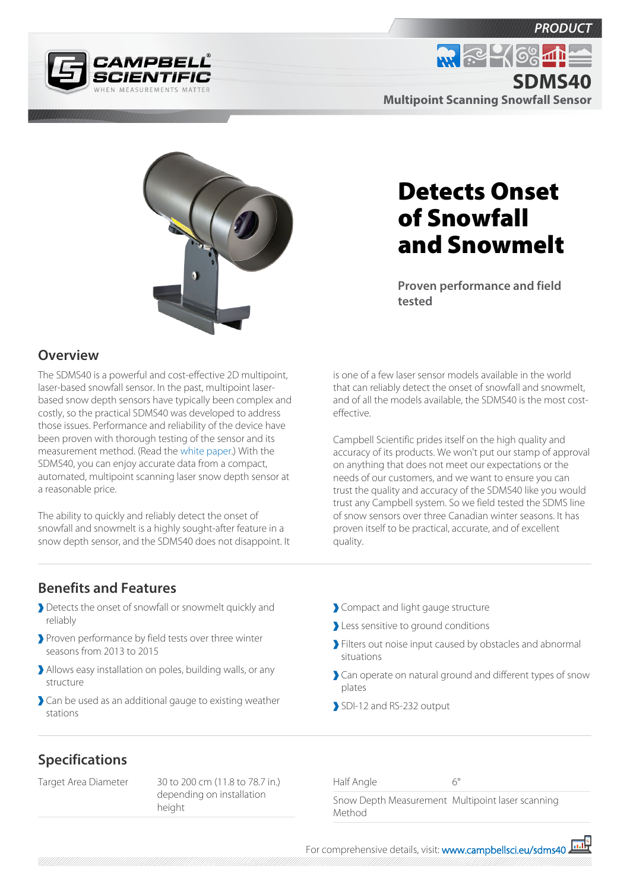PRODUCT

# SDMS40

**Multipoint Scanning Snowfall Sensor**

# Detects Onset of Snowfall and Snowmelt

**Proven performance and field tested**

## Overview

The SDMS40 is a powerful and cost-effective 2D multipoint, laser-based snowfall sensor. In the past, multipoint laser-based snow depth sensors have typically been complex and costly, so the practical SDMS40 was developed to address those issues. Performance and reliability of the device have been proven with thorough testing of the sensor and its measurement method. (Read the white paper.) With the SDMS40, you can enjoy accurate data from a compact, automated, multipoint scanning laser snow depth sensor at a reasonable price.

The ability to quickly and reliably detect the onset of snowfall and snowmelt is a highly sought-after feature in a snow depth sensor, and the SDMS40 does not disappoint. It is one of a few laser sensor models available in the world that can reliably detect the onset of snowfall and snowmelt, and of all the models available, the SDMS40 is the most cost-effective.

Campbell Scientific prides itself on the high quality and accuracy of its products. We won't put our stamp of approval on anything that does not meet our expectations or the needs of our customers, and we want to ensure you can trust the quality and accuracy of the SDMS40 like you would trust any Campbell system. So we field tested the SDMS line of snow sensors over three Canadian winter seasons. It has proven itself to be practical, accurate, and of excellent quality.

## Benefits and Features

- Detects the onset of snowfall or snowmelt quickly and reliably
- Proven performance by field tests over three winter seasons from 2013 to 2015
- Allows easy installation on poles, building walls, or any structure
- Can be used as an additional gauge to existing weather stations
- Compact and light gauge structure
- Less sensitive to ground conditions
- Filters out noise input caused by obstacles and abnormal situations
- Can operate on natural ground and different types of snow plates
- SDI-12 and RS-232 output

## Specifications

| | |
|---|---|
| Target Area Diameter | 30 to 200 cm (11.8 to 78.7 in.) depending on installation height |
| Half Angle | 6° |
| Snow Depth Measurement Method | Multipoint laser scanning |

For comprehensive details, visit: www.campbellsci.eu/sdms40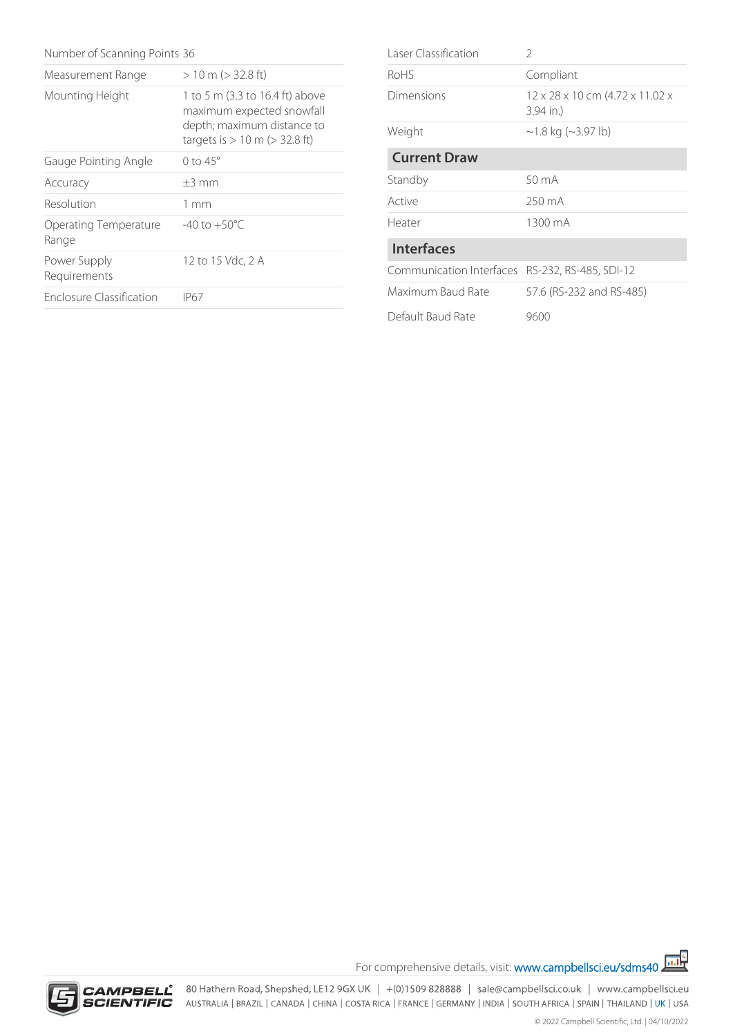| | |
|---|---|
| Number of Scanning Points | 36 |
| Measurement Range | > 10 m (> 32.8 ft) |
| Mounting Height | 1 to 5 m (3.3 to 16.4 ft) above maximum expected snowfall depth; maximum distance to targets is > 10 m (> 32.8 ft) |
| Gauge Pointing Angle | 0 to 45° |
| Accuracy | ±3 mm |
| Resolution | 1 mm |
| Operating Temperature Range | -40 to +50°C |
| Power Supply Requirements | 12 to 15 Vdc, 2 A |
| Enclosure Classification | IP67 |
| Laser Classification | 2 |
| RoHS | Compliant |
| Dimensions | 12 x 28 x 10 cm (4.72 x 11.02 x 3.94 in.) |
| Weight | ~1.8 kg (~3.97 lb) |

## Current Draw

| | |
|---|---|
| Standby | 50 mA |
| Active | 250 mA |
| Heater | 1300 mA |

## Interfaces

| | |
|---|---|
| Communication Interfaces | RS-232, RS-485, SDI-12 |
| Maximum Baud Rate | 57.6 (RS-232 and RS-485) |
| Default Baud Rate | 9600 |

For comprehensive details, visit: www.campbellsci.eu/sdms40

CAMPBELL SCIENTIFIC

80 Hathern Road, Shepshed, LE12 9GX UK | +(0)1509 828888 | sale@campbellsci.co.uk | www.campbellsci.eu

AUSTRALIA | BRAZIL | CANADA | CHINA | COSTA RICA | FRANCE | GERMANY | INDIA | SOUTH AFRICA | SPAIN | THAILAND | UK | USA

© 2022 Campbell Scientific, Ltd. | 04/10/2022